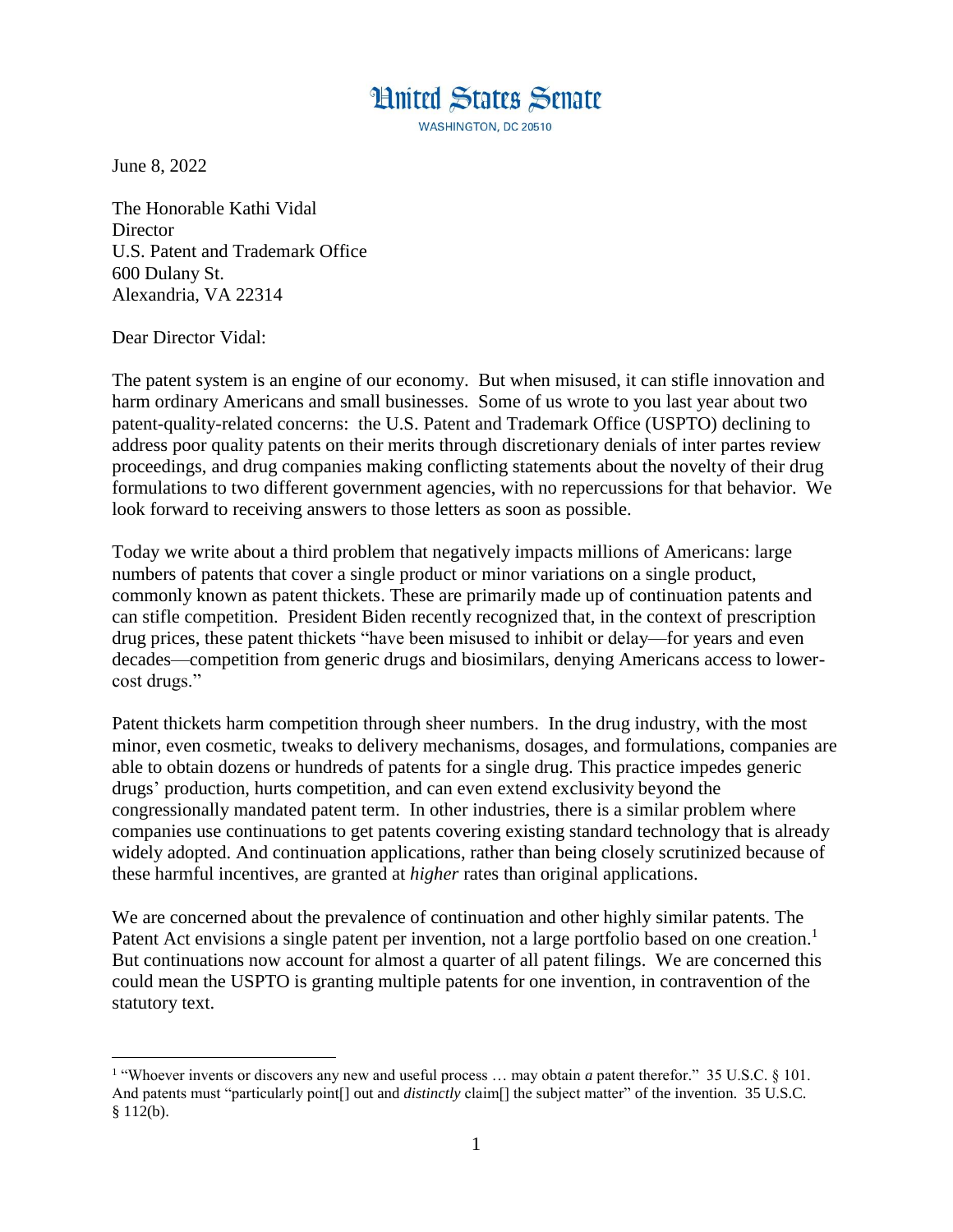# United States Senate

WASHINGTON, DC 20510

June 8, 2022

The Honorable Kathi Vidal
Director
U.S. Patent and Trademark Office
600 Dulany St.
Alexandria, VA 22314

Dear Director Vidal:

The patent system is an engine of our economy. But when misused, it can stifle innovation and harm ordinary Americans and small businesses. Some of us wrote to you last year about two patent-quality-related concerns: the U.S. Patent and Trademark Office (USPTO) declining to address poor quality patents on their merits through discretionary denials of inter partes review proceedings, and drug companies making conflicting statements about the novelty of their drug formulations to two different government agencies, with no repercussions for that behavior. We look forward to receiving answers to those letters as soon as possible.

Today we write about a third problem that negatively impacts millions of Americans: large numbers of patents that cover a single product or minor variations on a single product, commonly known as patent thickets. These are primarily made up of continuation patents and can stifle competition. President Biden recently recognized that, in the context of prescription drug prices, these patent thickets "have been misused to inhibit or delay—for years and even decades—competition from generic drugs and biosimilars, denying Americans access to lower-cost drugs."

Patent thickets harm competition through sheer numbers. In the drug industry, with the most minor, even cosmetic, tweaks to delivery mechanisms, dosages, and formulations, companies are able to obtain dozens or hundreds of patents for a single drug. This practice impedes generic drugs' production, hurts competition, and can even extend exclusivity beyond the congressionally mandated patent term. In other industries, there is a similar problem where companies use continuations to get patents covering existing standard technology that is already widely adopted. And continuation applications, rather than being closely scrutinized because of these harmful incentives, are granted at *higher* rates than original applications.

We are concerned about the prevalence of continuation and other highly similar patents. The Patent Act envisions a single patent per invention, not a large portfolio based on one creation.[1] But continuations now account for almost a quarter of all patent filings. We are concerned this could mean the USPTO is granting multiple patents for one invention, in contravention of the statutory text.

---

[1] "Whoever invents or discovers any new and useful process … may obtain *a* patent therefor." 35 U.S.C. § 101. And patents must "particularly point[] out and *distinctly* claim[] the subject matter" of the invention. 35 U.S.C. § 112(b).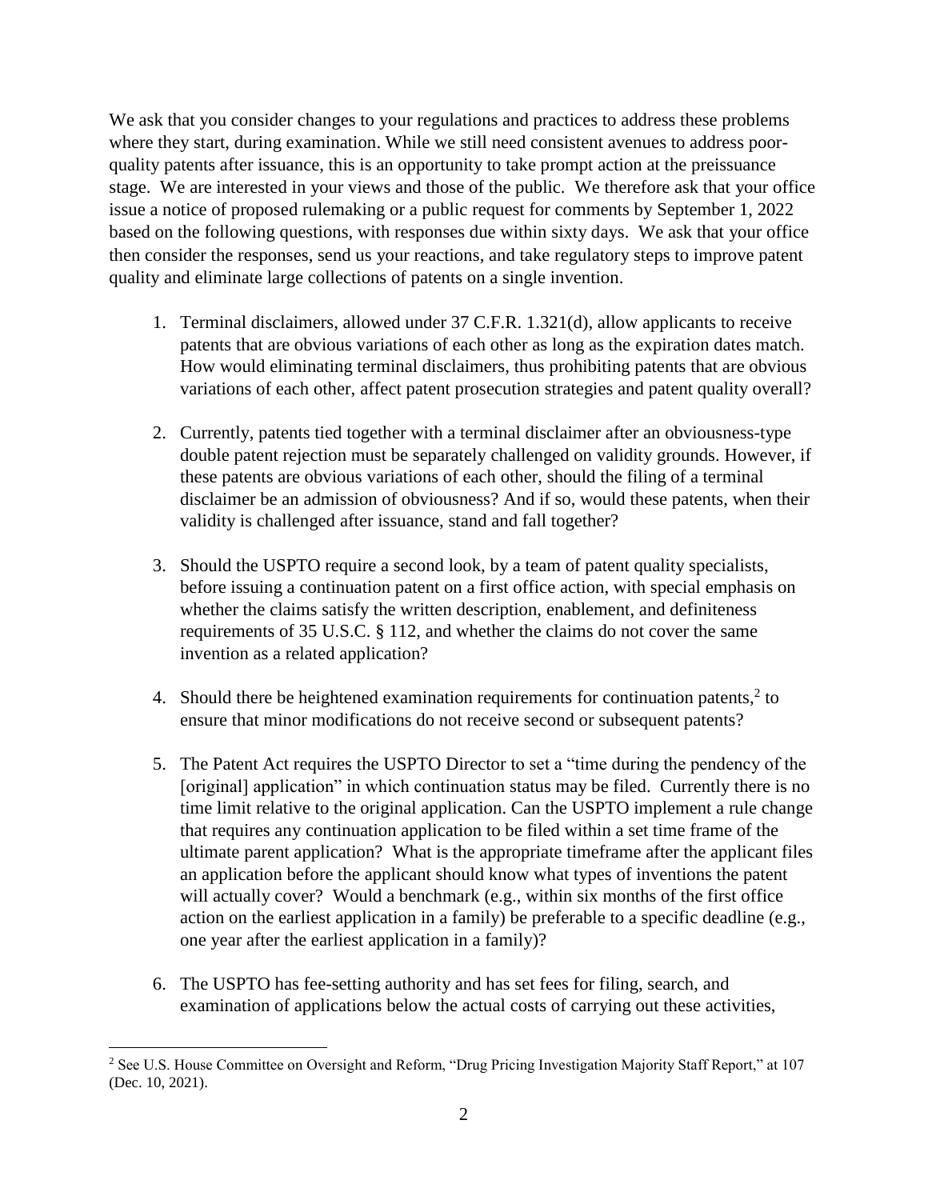We ask that you consider changes to your regulations and practices to address these problems where they start, during examination. While we still need consistent avenues to address poor-quality patents after issuance, this is an opportunity to take prompt action at the preissuance stage. We are interested in your views and those of the public. We therefore ask that your office issue a notice of proposed rulemaking or a public request for comments by September 1, 2022 based on the following questions, with responses due within sixty days. We ask that your office then consider the responses, send us your reactions, and take regulatory steps to improve patent quality and eliminate large collections of patents on a single invention.

1. Terminal disclaimers, allowed under 37 C.F.R. 1.321(d), allow applicants to receive patents that are obvious variations of each other as long as the expiration dates match. How would eliminating terminal disclaimers, thus prohibiting patents that are obvious variations of each other, affect patent prosecution strategies and patent quality overall?

2. Currently, patents tied together with a terminal disclaimer after an obviousness-type double patent rejection must be separately challenged on validity grounds. However, if these patents are obvious variations of each other, should the filing of a terminal disclaimer be an admission of obviousness? And if so, would these patents, when their validity is challenged after issuance, stand and fall together?

3. Should the USPTO require a second look, by a team of patent quality specialists, before issuing a continuation patent on a first office action, with special emphasis on whether the claims satisfy the written description, enablement, and definiteness requirements of 35 U.S.C. § 112, and whether the claims do not cover the same invention as a related application?

4. Should there be heightened examination requirements for continuation patents,[2] to ensure that minor modifications do not receive second or subsequent patents?

5. The Patent Act requires the USPTO Director to set a "time during the pendency of the [original] application" in which continuation status may be filed. Currently there is no time limit relative to the original application. Can the USPTO implement a rule change that requires any continuation application to be filed within a set time frame of the ultimate parent application? What is the appropriate timeframe after the applicant files an application before the applicant should know what types of inventions the patent will actually cover? Would a benchmark (e.g., within six months of the first office action on the earliest application in a family) be preferable to a specific deadline (e.g., one year after the earliest application in a family)?

6. The USPTO has fee-setting authority and has set fees for filing, search, and examination of applications below the actual costs of carrying out these activities,

---

[2] See U.S. House Committee on Oversight and Reform, "Drug Pricing Investigation Majority Staff Report," at 107 (Dec. 10, 2021).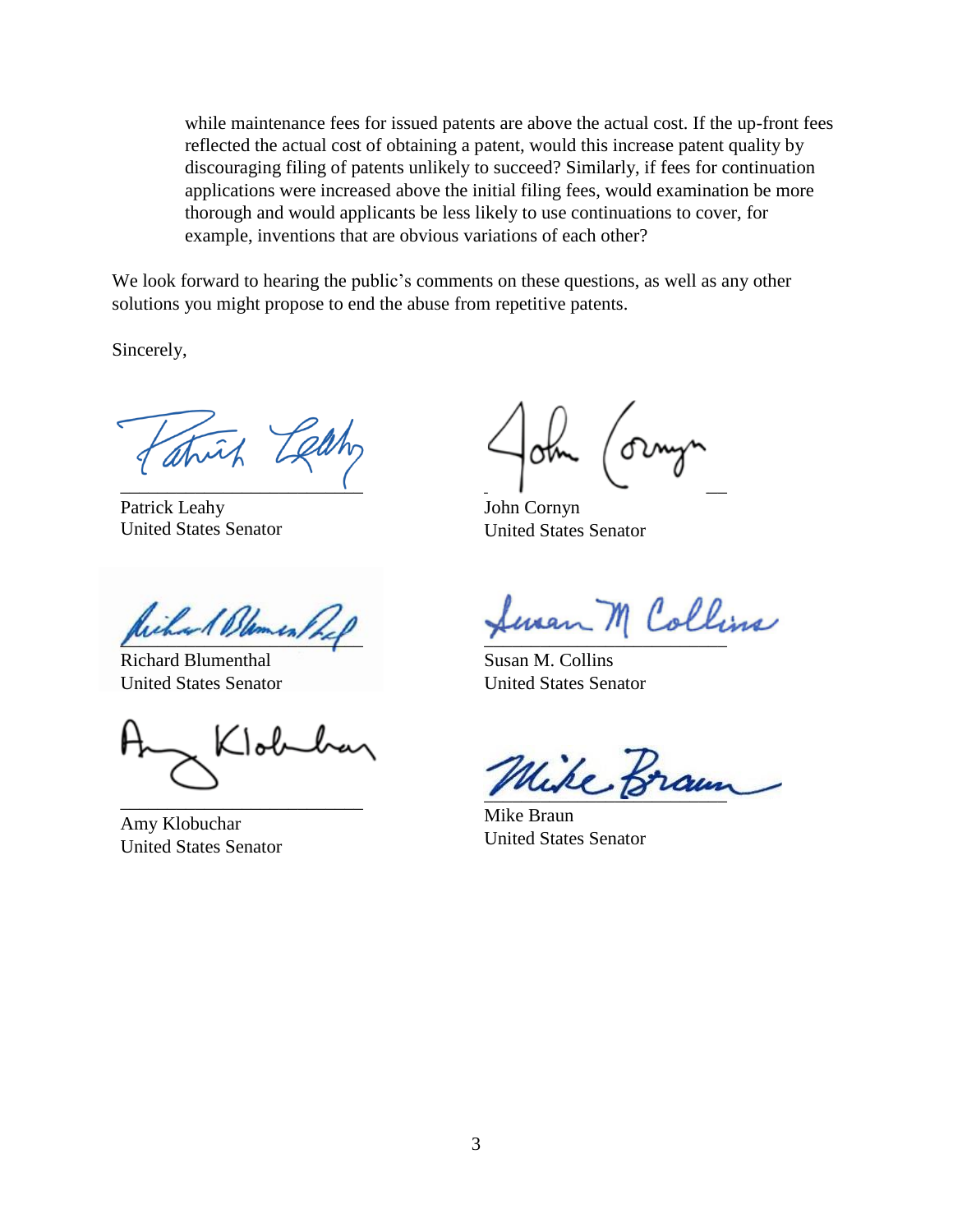while maintenance fees for issued patents are above the actual cost. If the up-front fees reflected the actual cost of obtaining a patent, would this increase patent quality by discouraging filing of patents unlikely to succeed? Similarly, if fees for continuation applications were increased above the initial filing fees, would examination be more thorough and would applicants be less likely to use continuations to cover, for example, inventions that are obvious variations of each other?

We look forward to hearing the public's comments on these questions, as well as any other solutions you might propose to end the abuse from repetitive patents.

Sincerely,

Patrick Leahy
United States Senator

John Cornyn
United States Senator

Richard Blumenthal
United States Senator

Susan M. Collins
United States Senator

Amy Klobuchar
United States Senator

Mike Braun
United States Senator